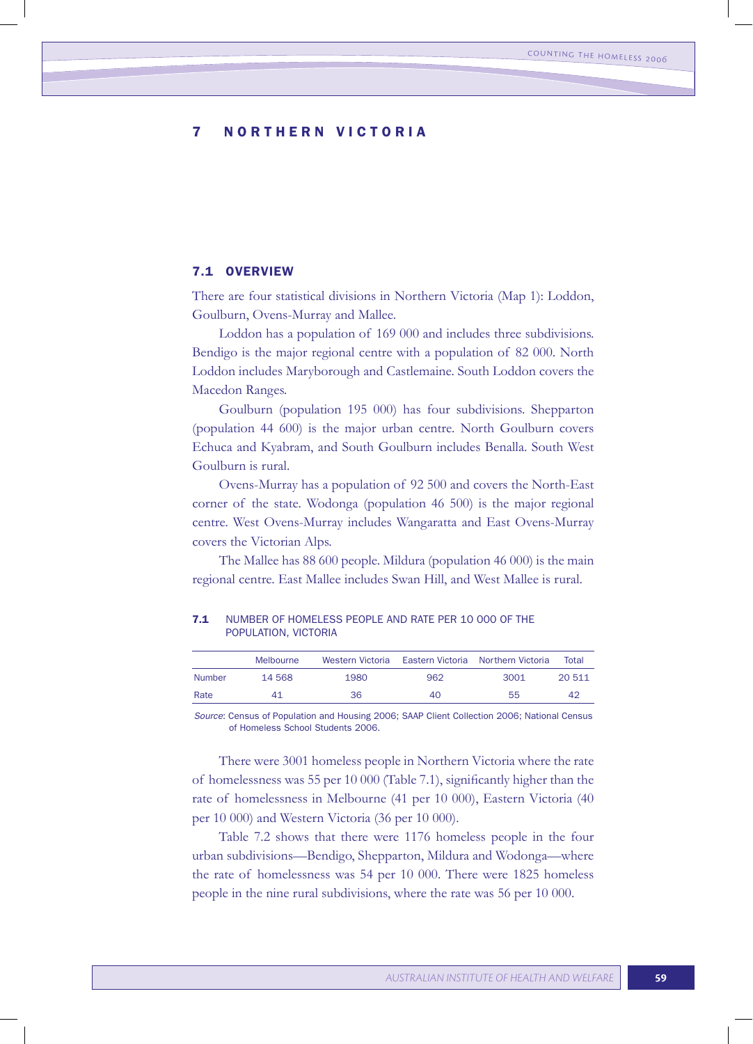# 7 NORTHERN VICTORIA

## 7.1 OVERVIEW

There are four statistical divisions in Northern Victoria (Map 1): Loddon, Goulburn, Ovens-Murray and Mallee.

Loddon has a population of 169 000 and includes three subdivisions. Bendigo is the major regional centre with a population of 82 000. North Loddon includes Maryborough and Castlemaine. South Loddon covers the Macedon Ranges.

Goulburn (population 195 000) has four subdivisions. Shepparton (population 44 600) is the major urban centre. North Goulburn covers Echuca and Kyabram, and South Goulburn includes Benalla. South West Goulburn is rural.

Ovens-Murray has a population of 92 500 and covers the North-East corner of the state. Wodonga (population 46 500) is the major regional centre. West Ovens-Murray includes Wangaratta and East Ovens-Murray covers the Victorian Alps.

The Mallee has 88 600 people. Mildura (population 46 000) is the main regional centre. East Mallee includes Swan Hill, and West Mallee is rural.

**7.1** NUMBER OF HOMELESS PEOPLE AND RATE PER 10 000 OF THE POPULATION, VICTORIA

| | Melbourne | Western Victoria | Eastern Victoria | Northern Victoria | Total |
|---|---|---|---|---|---|
| Number | 14 568 | 1980 | 962 | 3001 | 20 511 |
| Rate | 41 | 36 | 40 | 55 | 42 |

*Source*: Census of Population and Housing 2006; SAAP Client Collection 2006; National Census of Homeless School Students 2006.

There were 3001 homeless people in Northern Victoria where the rate of homelessness was 55 per 10 000 (Table 7.1), significantly higher than the rate of homelessness in Melbourne (41 per 10 000), Eastern Victoria (40 per 10 000) and Western Victoria (36 per 10 000).

Table 7.2 shows that there were 1176 homeless people in the four urban subdivisions—Bendigo, Shepparton, Mildura and Wodonga—where the rate of homelessness was 54 per 10 000. There were 1825 homeless people in the nine rural subdivisions, where the rate was 56 per 10 000.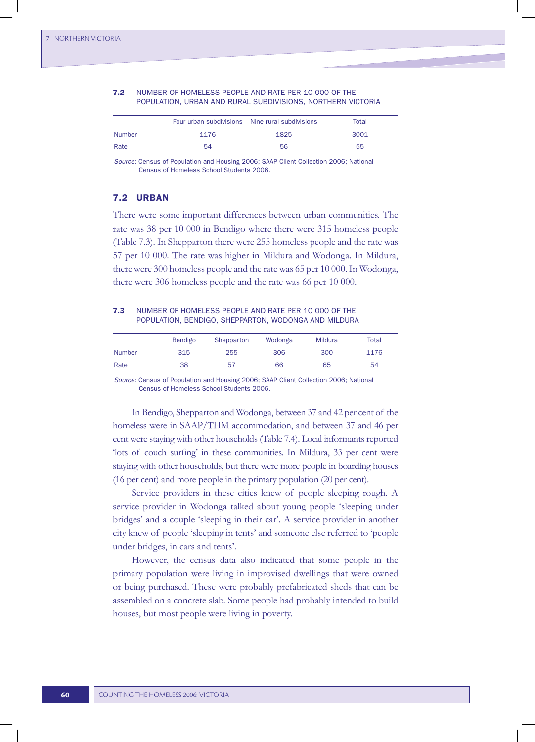**7.2** NUMBER OF HOMELESS PEOPLE AND RATE PER 10 000 OF THE POPULATION, URBAN AND RURAL SUBDIVISIONS, NORTHERN VICTORIA

| | Four urban subdivisions | Nine rural subdivisions | Total |
|---|---|---|---|
| Number | 1176 | 1825 | 3001 |
| Rate | 54 | 56 | 55 |

*Source*: Census of Population and Housing 2006; SAAP Client Collection 2006; National Census of Homeless School Students 2006.

## 7.2 URBAN

There were some important differences between urban communities. The rate was 38 per 10 000 in Bendigo where there were 315 homeless people (Table 7.3). In Shepparton there were 255 homeless people and the rate was 57 per 10 000. The rate was higher in Mildura and Wodonga. In Mildura, there were 300 homeless people and the rate was 65 per 10 000. In Wodonga, there were 306 homeless people and the rate was 66 per 10 000.

**7.3** NUMBER OF HOMELESS PEOPLE AND RATE PER 10 000 OF THE POPULATION, BENDIGO, SHEPPARTON, WODONGA AND MILDURA

| | Bendigo | Shepparton | Wodonga | Mildura | Total |
|---|---|---|---|---|---|
| Number | 315 | 255 | 306 | 300 | 1176 |
| Rate | 38 | 57 | 66 | 65 | 54 |

*Source*: Census of Population and Housing 2006; SAAP Client Collection 2006; National Census of Homeless School Students 2006.

In Bendigo, Shepparton and Wodonga, between 37 and 42 per cent of the homeless were in SAAP/THM accommodation, and between 37 and 46 per cent were staying with other households (Table 7.4). Local informants reported 'lots of couch surfing' in these communities. In Mildura, 33 per cent were staying with other households, but there were more people in boarding houses (16 per cent) and more people in the primary population (20 per cent).

Service providers in these cities knew of people sleeping rough. A service provider in Wodonga talked about young people 'sleeping under bridges' and a couple 'sleeping in their car'. A service provider in another city knew of people 'sleeping in tents' and someone else referred to 'people under bridges, in cars and tents'.

However, the census data also indicated that some people in the primary population were living in improvised dwellings that were owned or being purchased. These were probably prefabricated sheds that can be assembled on a concrete slab. Some people had probably intended to build houses, but most people were living in poverty.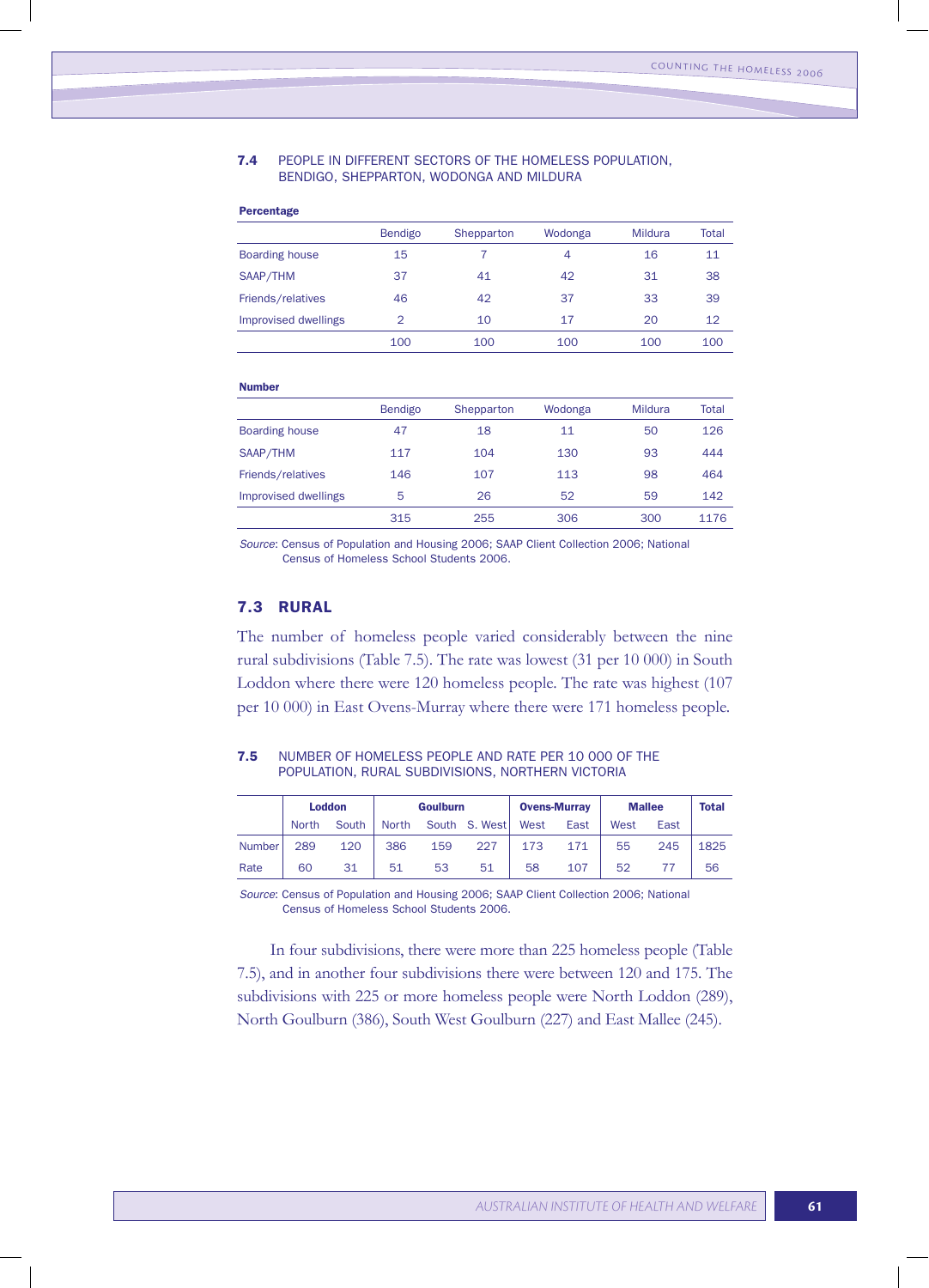**7.4** PEOPLE IN DIFFERENT SECTORS OF THE HOMELESS POPULATION, BENDIGO, SHEPPARTON, WODONGA AND MILDURA

**Percentage**

| | Bendigo | Shepparton | Wodonga | Mildura | Total |
|---|---|---|---|---|---|
| Boarding house | 15 | 7 | 4 | 16 | 11 |
| SAAP/THM | 37 | 41 | 42 | 31 | 38 |
| Friends/relatives | 46 | 42 | 37 | 33 | 39 |
| Improvised dwellings | 2 | 10 | 17 | 20 | 12 |
| | 100 | 100 | 100 | 100 | 100 |

**Number**

| | Bendigo | Shepparton | Wodonga | Mildura | Total |
|---|---|---|---|---|---|
| Boarding house | 47 | 18 | 11 | 50 | 126 |
| SAAP/THM | 117 | 104 | 130 | 93 | 444 |
| Friends/relatives | 146 | 107 | 113 | 98 | 464 |
| Improvised dwellings | 5 | 26 | 52 | 59 | 142 |
| | 315 | 255 | 306 | 300 | 1176 |

*Source*: Census of Population and Housing 2006; SAAP Client Collection 2006; National Census of Homeless School Students 2006.

## 7.3 RURAL

The number of homeless people varied considerably between the nine rural subdivisions (Table 7.5). The rate was lowest (31 per 10 000) in South Loddon where there were 120 homeless people. The rate was highest (107 per 10 000) in East Ovens-Murray where there were 171 homeless people.

**7.5** NUMBER OF HOMELESS PEOPLE AND RATE PER 10 000 OF THE POPULATION, RURAL SUBDIVISIONS, NORTHERN VICTORIA

| | Loddon | | Goulburn | | | Ovens-Murray | | Mallee | | Total |
|---|---|---|---|---|---|---|---|---|---|---|
| | North | South | North | South | S. West | West | East | West | East | |
| Number | 289 | 120 | 386 | 159 | 227 | 173 | 171 | 55 | 245 | 1825 |
| Rate | 60 | 31 | 51 | 53 | 51 | 58 | 107 | 52 | 77 | 56 |

*Source*: Census of Population and Housing 2006; SAAP Client Collection 2006; National Census of Homeless School Students 2006.

In four subdivisions, there were more than 225 homeless people (Table 7.5), and in another four subdivisions there were between 120 and 175. The subdivisions with 225 or more homeless people were North Loddon (289), North Goulburn (386), South West Goulburn (227) and East Mallee (245).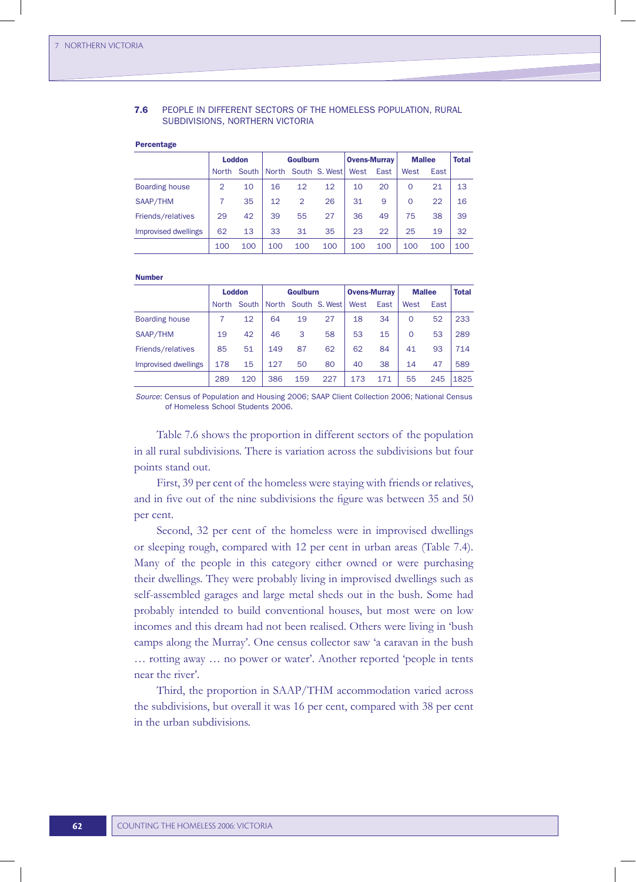**7.6** PEOPLE IN DIFFERENT SECTORS OF THE HOMELESS POPULATION, RURAL SUBDIVISIONS, NORTHERN VICTORIA

**Percentage**

| | Loddon | | Goulburn | | | Ovens-Murray | | Mallee | | Total |
|---|---|---|---|---|---|---|---|---|---|---|
| | North | South | North | South | S. West | West | East | West | East | |
| Boarding house | 2 | 10 | 16 | 12 | 12 | 10 | 20 | 0 | 21 | 13 |
| SAAP/THM | 7 | 35 | 12 | 2 | 26 | 31 | 9 | 0 | 22 | 16 |
| Friends/relatives | 29 | 42 | 39 | 55 | 27 | 36 | 49 | 75 | 38 | 39 |
| Improvised dwellings | 62 | 13 | 33 | 31 | 35 | 23 | 22 | 25 | 19 | 32 |
| | 100 | 100 | 100 | 100 | 100 | 100 | 100 | 100 | 100 | 100 |

**Number**

| | Loddon | | Goulburn | | | Ovens-Murray | | Mallee | | Total |
|---|---|---|---|---|---|---|---|---|---|---|
| | North | South | North | South | S. West | West | East | West | East | |
| Boarding house | 7 | 12 | 64 | 19 | 27 | 18 | 34 | 0 | 52 | 233 |
| SAAP/THM | 19 | 42 | 46 | 3 | 58 | 53 | 15 | 0 | 53 | 289 |
| Friends/relatives | 85 | 51 | 149 | 87 | 62 | 62 | 84 | 41 | 93 | 714 |
| Improvised dwellings | 178 | 15 | 127 | 50 | 80 | 40 | 38 | 14 | 47 | 589 |
| | 289 | 120 | 386 | 159 | 227 | 173 | 171 | 55 | 245 | 1825 |

*Source*: Census of Population and Housing 2006; SAAP Client Collection 2006; National Census of Homeless School Students 2006.

Table 7.6 shows the proportion in different sectors of the population in all rural subdivisions. There is variation across the subdivisions but four points stand out.

First, 39 per cent of the homeless were staying with friends or relatives, and in five out of the nine subdivisions the figure was between 35 and 50 per cent.

Second, 32 per cent of the homeless were in improvised dwellings or sleeping rough, compared with 12 per cent in urban areas (Table 7.4). Many of the people in this category either owned or were purchasing their dwellings. They were probably living in improvised dwellings such as self-assembled garages and large metal sheds out in the bush. Some had probably intended to build conventional houses, but most were on low incomes and this dream had not been realised. Others were living in 'bush camps along the Murray'. One census collector saw 'a caravan in the bush … rotting away … no power or water'. Another reported 'people in tents near the river'.

Third, the proportion in SAAP/THM accommodation varied across the subdivisions, but overall it was 16 per cent, compared with 38 per cent in the urban subdivisions.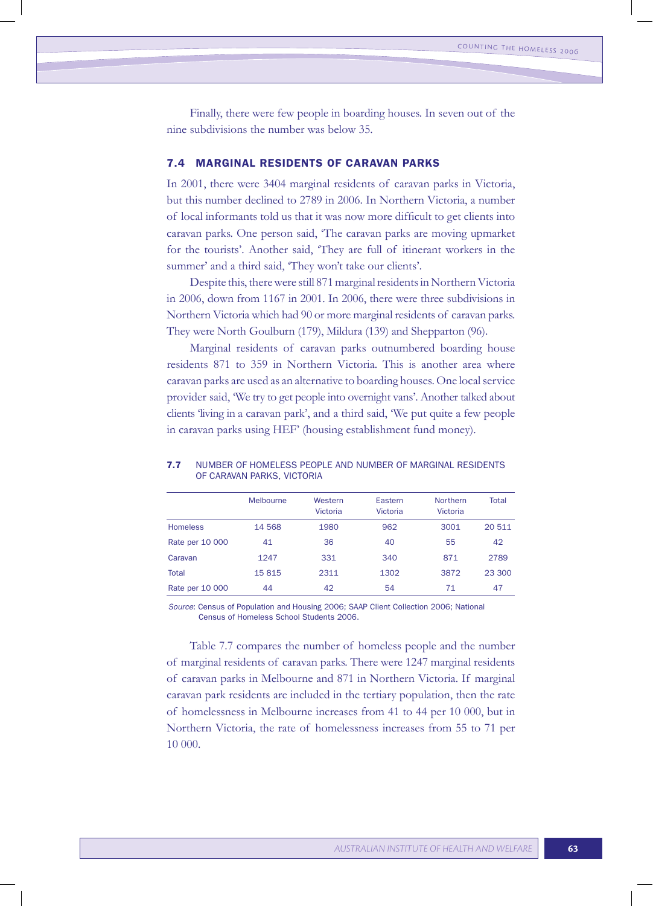Finally, there were few people in boarding houses. In seven out of the nine subdivisions the number was below 35.

### 7.4 MARGINAL RESIDENTS OF CARAVAN PARKS

In 2001, there were 3404 marginal residents of caravan parks in Victoria, but this number declined to 2789 in 2006. In Northern Victoria, a number of local informants told us that it was now more difficult to get clients into caravan parks. One person said, 'The caravan parks are moving upmarket for the tourists'. Another said, 'They are full of itinerant workers in the summer' and a third said, 'They won't take our clients'.

Despite this, there were still 871 marginal residents in Northern Victoria in 2006, down from 1167 in 2001. In 2006, there were three subdivisions in Northern Victoria which had 90 or more marginal residents of caravan parks. They were North Goulburn (179), Mildura (139) and Shepparton (96).

Marginal residents of caravan parks outnumbered boarding house residents 871 to 359 in Northern Victoria. This is another area where caravan parks are used as an alternative to boarding houses. One local service provider said, 'We try to get people into overnight vans'. Another talked about clients 'living in a caravan park', and a third said, 'We put quite a few people in caravan parks using HEF' (housing establishment fund money).

**7.7** NUMBER OF HOMELESS PEOPLE AND NUMBER OF MARGINAL RESIDENTS OF CARAVAN PARKS, VICTORIA

| | Melbourne | Western Victoria | Eastern Victoria | Northern Victoria | Total |
|---|---|---|---|---|---|
| Homeless | 14 568 | 1980 | 962 | 3001 | 20 511 |
| Rate per 10 000 | 41 | 36 | 40 | 55 | 42 |
| Caravan | 1247 | 331 | 340 | 871 | 2789 |
| Total | 15 815 | 2311 | 1302 | 3872 | 23 300 |
| Rate per 10 000 | 44 | 42 | 54 | 71 | 47 |

*Source*: Census of Population and Housing 2006; SAAP Client Collection 2006; National Census of Homeless School Students 2006.

Table 7.7 compares the number of homeless people and the number of marginal residents of caravan parks. There were 1247 marginal residents of caravan parks in Melbourne and 871 in Northern Victoria. If marginal caravan park residents are included in the tertiary population, then the rate of homelessness in Melbourne increases from 41 to 44 per 10 000, but in Northern Victoria, the rate of homelessness increases from 55 to 71 per 10 000.